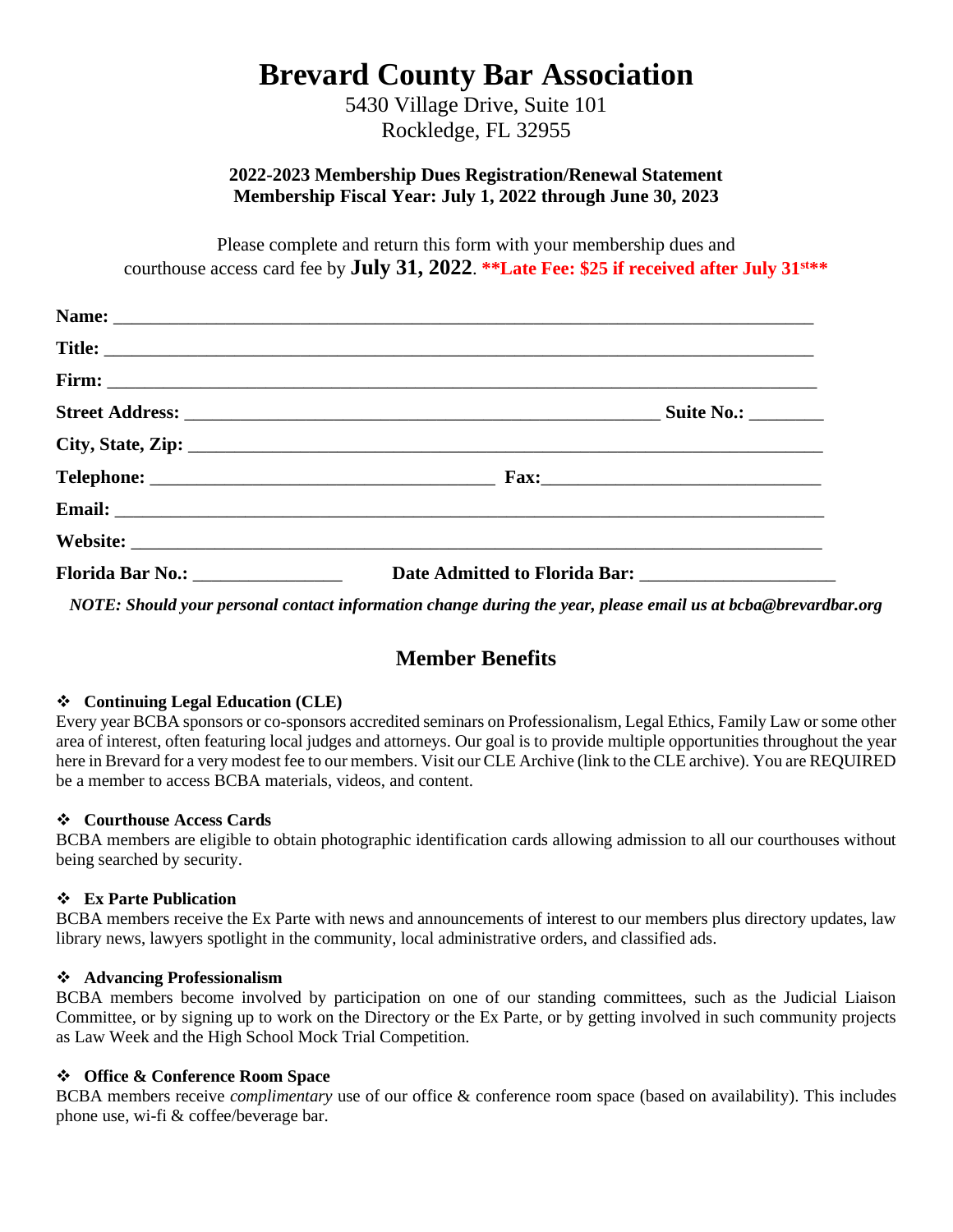# Brevard County Bar Association

5430 Village Drive, Suite 101
Rockledge, FL 32955

**2022-2023 Membership Dues Registration/Renewal Statement**
**Membership Fiscal Year: July 1, 2022 through June 30, 2023**

Please complete and return this form with your membership dues and courthouse access card fee by **July 31, 2022**. **\*\*Late Fee: $25 if received after July 31st\*\***

**Name:** ____________________________________________________________________________

**Title:** ____________________________________________________________________________

**Firm:** ____________________________________________________________________________

**Street Address:** ___________________________________________________ **Suite No.:** ________

**City, State, Zip:** __________________________________________________________________

**Telephone:** ____________________________________ **Fax:**_____________________________

**Email:** ___________________________________________________________________________

**Website:** _________________________________________________________________________

**Florida Bar No.:** ________________ **Date Admitted to Florida Bar:** _____________________

***NOTE: Should your personal contact information change during the year, please email us at bcba@brevardbar.org***

## Member Benefits

- **Continuing Legal Education (CLE)**

Every year BCBA sponsors or co-sponsors accredited seminars on Professionalism, Legal Ethics, Family Law or some other area of interest, often featuring local judges and attorneys. Our goal is to provide multiple opportunities throughout the year here in Brevard for a very modest fee to our members. Visit our CLE Archive (link to the CLE archive). You are REQUIRED be a member to access BCBA materials, videos, and content.

- **Courthouse Access Cards**

BCBA members are eligible to obtain photographic identification cards allowing admission to all our courthouses without being searched by security.

- **Ex Parte Publication**

BCBA members receive the Ex Parte with news and announcements of interest to our members plus directory updates, law library news, lawyers spotlight in the community, local administrative orders, and classified ads.

- **Advancing Professionalism**

BCBA members become involved by participation on one of our standing committees, such as the Judicial Liaison Committee, or by signing up to work on the Directory or the Ex Parte, or by getting involved in such community projects as Law Week and the High School Mock Trial Competition.

- **Office & Conference Room Space**

BCBA members receive *complimentary* use of our office & conference room space (based on availability). This includes phone use, wi-fi & coffee/beverage bar.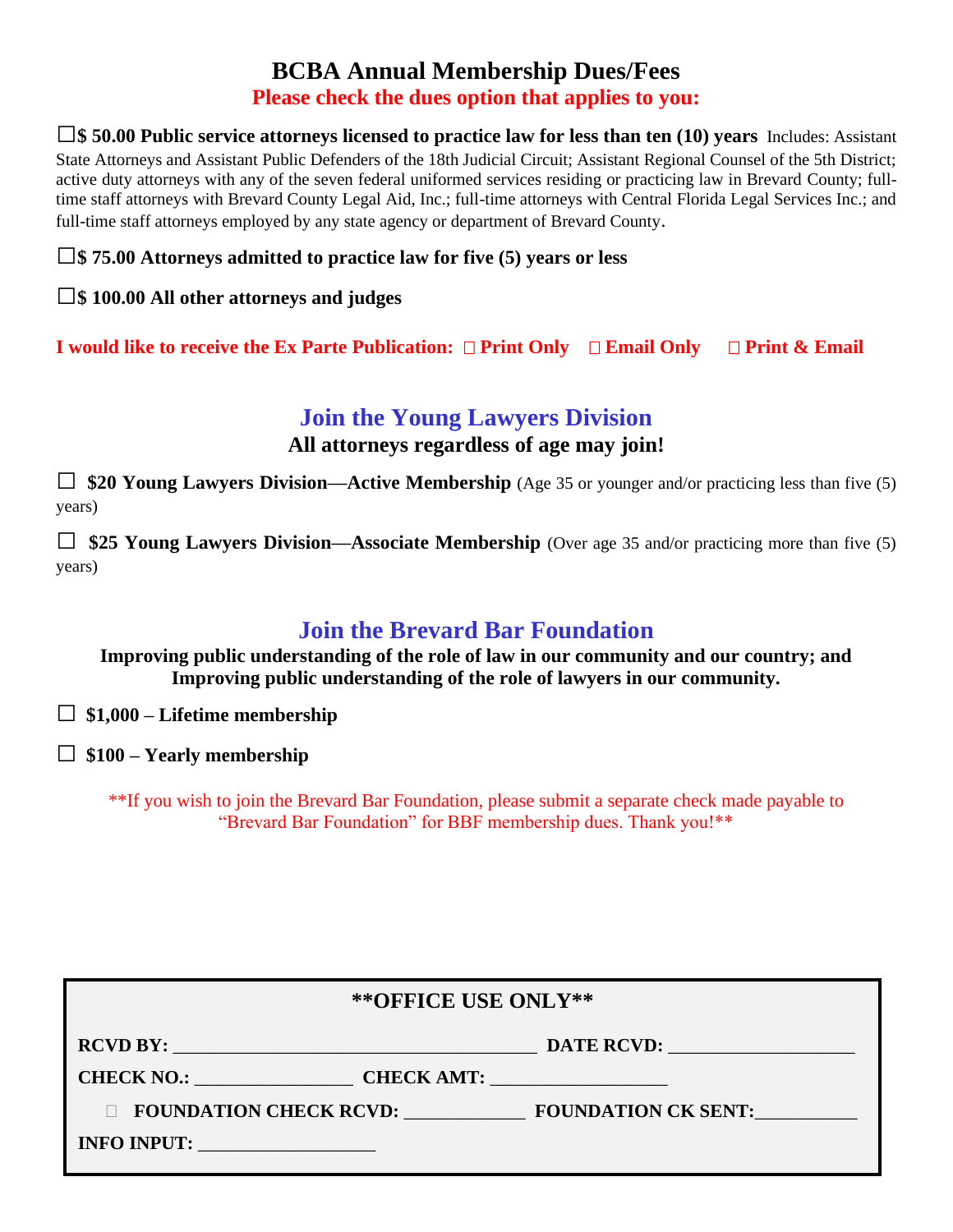# BCBA Annual Membership Dues/Fees

**Please check the dues option that applies to you:**

☐ **$ 50.00 Public service attorneys licensed to practice law for less than ten (10) years** Includes: Assistant State Attorneys and Assistant Public Defenders of the 18th Judicial Circuit; Assistant Regional Counsel of the 5th District; active duty attorneys with any of the seven federal uniformed services residing or practicing law in Brevard County; full-time staff attorneys with Brevard County Legal Aid, Inc.; full-time attorneys with Central Florida Legal Services Inc.; and full-time staff attorneys employed by any state agency or department of Brevard County.

☐ **$ 75.00 Attorneys admitted to practice law for five (5) years or less**

☐ **$ 100.00 All other attorneys and judges**

**I would like to receive the Ex Parte Publication: ☐ Print Only ☐ Email Only ☐ Print & Email**

## Join the Young Lawyers Division

**All attorneys regardless of age may join!**

☐ **$20 Young Lawyers Division—Active Membership** (Age 35 or younger and/or practicing less than five (5) years)

☐ **$25 Young Lawyers Division—Associate Membership** (Over age 35 and/or practicing more than five (5) years)

## Join the Brevard Bar Foundation

**Improving public understanding of the role of law in our community and our country; and Improving public understanding of the role of lawyers in our community.**

☐ **$1,000 – Lifetime membership**

☐ **$100 – Yearly membership**

**If you wish to join the Brevard Bar Foundation, please submit a separate check made payable to "Brevard Bar Foundation" for BBF membership dues. Thank you!**

**\*\*OFFICE USE ONLY\*\***

**RCVD BY:** ______________________________ **DATE RCVD:** ____________________

**CHECK NO.:** ________________ **CHECK AMT:** __________________

☐ **FOUNDATION CHECK RCVD:** ____________ **FOUNDATION CK SENT:**___________

**INFO INPUT:** __________________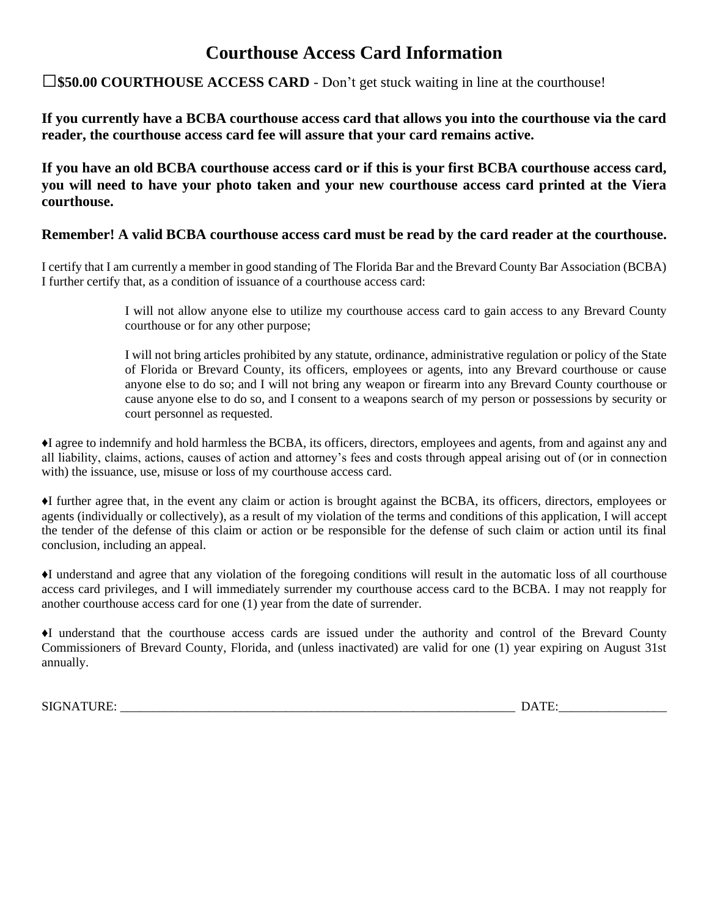# Courthouse Access Card Information

☐**$50.00 COURTHOUSE ACCESS CARD** - Don't get stuck waiting in line at the courthouse!

**If you currently have a BCBA courthouse access card that allows you into the courthouse via the card reader, the courthouse access card fee will assure that your card remains active.**

**If you have an old BCBA courthouse access card or if this is your first BCBA courthouse access card, you will need to have your photo taken and your new courthouse access card printed at the Viera courthouse.**

**Remember! A valid BCBA courthouse access card must be read by the card reader at the courthouse.**

I certify that I am currently a member in good standing of The Florida Bar and the Brevard County Bar Association (BCBA) I further certify that, as a condition of issuance of a courthouse access card:

> I will not allow anyone else to utilize my courthouse access card to gain access to any Brevard County courthouse or for any other purpose;
>
> I will not bring articles prohibited by any statute, ordinance, administrative regulation or policy of the State of Florida or Brevard County, its officers, employees or agents, into any Brevard courthouse or cause anyone else to do so; and I will not bring any weapon or firearm into any Brevard County courthouse or cause anyone else to do so, and I consent to a weapons search of my person or possessions by security or court personnel as requested.

♦I agree to indemnify and hold harmless the BCBA, its officers, directors, employees and agents, from and against any and all liability, claims, actions, causes of action and attorney's fees and costs through appeal arising out of (or in connection with) the issuance, use, misuse or loss of my courthouse access card.

♦I further agree that, in the event any claim or action is brought against the BCBA, its officers, directors, employees or agents (individually or collectively), as a result of my violation of the terms and conditions of this application, I will accept the tender of the defense of this claim or action or be responsible for the defense of such claim or action until its final conclusion, including an appeal.

♦I understand and agree that any violation of the foregoing conditions will result in the automatic loss of all courthouse access card privileges, and I will immediately surrender my courthouse access card to the BCBA. I may not reapply for another courthouse access card for one (1) year from the date of surrender.

♦I understand that the courthouse access cards are issued under the authority and control of the Brevard County Commissioners of Brevard County, Florida, and (unless inactivated) are valid for one (1) year expiring on August 31st annually.

SIGNATURE: ________________________________________________________________ DATE:_________________